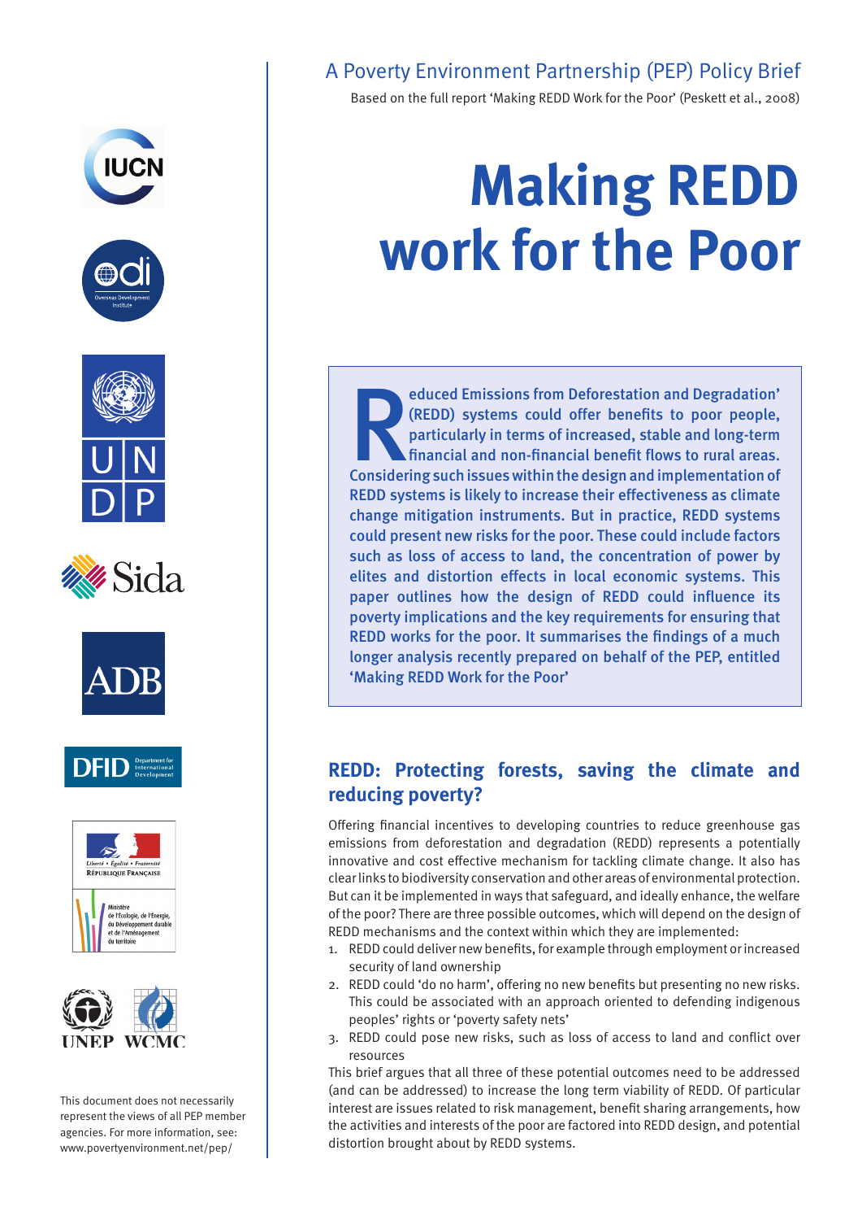A Poverty Environment Partnership (PEP) Policy Brief

Based on the full report 'Making REDD Work for the Poor' (Peskett et al., 2008)

# Making REDD work for the Poor

**'Reduced Emissions from Deforestation and Degradation' (REDD) systems could offer benefits to poor people, particularly in terms of increased, stable and long-term financial and non-financial benefit flows to rural areas. Considering such issues within the design and implementation of REDD systems is likely to increase their effectiveness as climate change mitigation instruments. But in practice, REDD systems could present new risks for the poor. These could include factors such as loss of access to land, the concentration of power by elites and distortion effects in local economic systems. This paper outlines how the design of REDD could influence its poverty implications and the key requirements for ensuring that REDD works for the poor. It summarises the findings of a much longer analysis recently prepared on behalf of the PEP, entitled 'Making REDD Work for the Poor'**

## REDD: Protecting forests, saving the climate and reducing poverty?

Offering financial incentives to developing countries to reduce greenhouse gas emissions from deforestation and degradation (REDD) represents a potentially innovative and cost effective mechanism for tackling climate change. It also has clear links to biodiversity conservation and other areas of environmental protection. But can it be implemented in ways that safeguard, and ideally enhance, the welfare of the poor? There are three possible outcomes, which will depend on the design of REDD mechanisms and the context within which they are implemented:

1. REDD could deliver new benefits, for example through employment or increased security of land ownership
2. REDD could 'do no harm', offering no new benefits but presenting no new risks. This could be associated with an approach oriented to defending indigenous peoples' rights or 'poverty safety nets'
3. REDD could pose new risks, such as loss of access to land and conflict over resources

This brief argues that all three of these potential outcomes need to be addressed (and can be addressed) to increase the long term viability of REDD. Of particular interest are issues related to risk management, benefit sharing arrangements, how the activities and interests of the poor are factored into REDD design, and potential distortion brought about by REDD systems.

This document does not necessarily represent the views of all PEP member agencies. For more information, see: www.povertyenvironment.net/pep/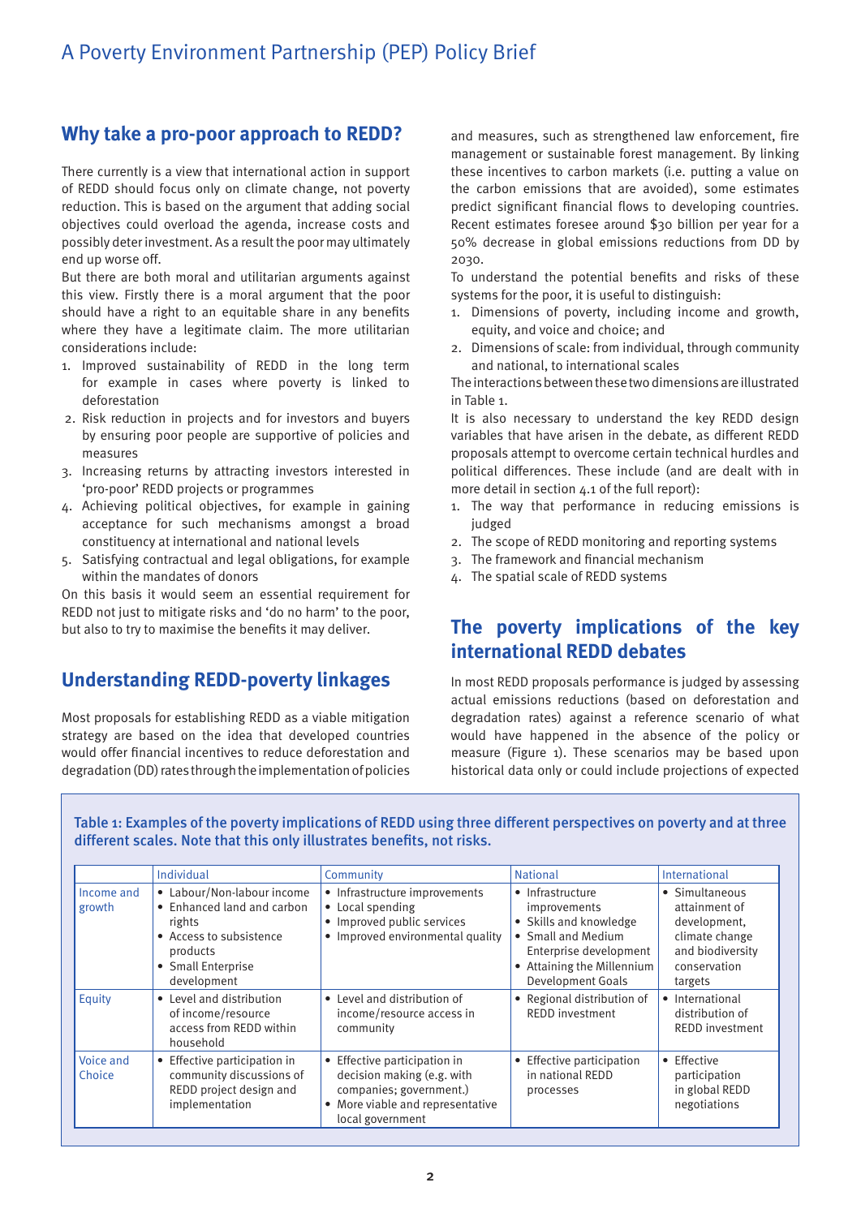## Why take a pro-poor approach to REDD?

There currently is a view that international action in support of REDD should focus only on climate change, not poverty reduction. This is based on the argument that adding social objectives could overload the agenda, increase costs and possibly deter investment. As a result the poor may ultimately end up worse off.

But there are both moral and utilitarian arguments against this view. Firstly there is a moral argument that the poor should have a right to an equitable share in any benefits where they have a legitimate claim. The more utilitarian considerations include:

1. Improved sustainability of REDD in the long term for example in cases where poverty is linked to deforestation
2. Risk reduction in projects and for investors and buyers by ensuring poor people are supportive of policies and measures
3. Increasing returns by attracting investors interested in 'pro-poor' REDD projects or programmes
4. Achieving political objectives, for example in gaining acceptance for such mechanisms amongst a broad constituency at international and national levels
5. Satisfying contractual and legal obligations, for example within the mandates of donors

On this basis it would seem an essential requirement for REDD not just to mitigate risks and 'do no harm' to the poor, but also to try to maximise the benefits it may deliver.

## Understanding REDD-poverty linkages

Most proposals for establishing REDD as a viable mitigation strategy are based on the idea that developed countries would offer financial incentives to reduce deforestation and degradation (DD) rates through the implementation of policies and measures, such as strengthened law enforcement, fire management or sustainable forest management. By linking these incentives to carbon markets (i.e. putting a value on the carbon emissions that are avoided), some estimates predict significant financial flows to developing countries. Recent estimates foresee around $30 billion per year for a 50% decrease in global emissions reductions from DD by 2030.

To understand the potential benefits and risks of these systems for the poor, it is useful to distinguish:

1. Dimensions of poverty, including income and growth, equity, and voice and choice; and
2. Dimensions of scale: from individual, through community and national, to international scales

The interactions between these two dimensions are illustrated in Table 1.

It is also necessary to understand the key REDD design variables that have arisen in the debate, as different REDD proposals attempt to overcome certain technical hurdles and political differences. These include (and are dealt with in more detail in section 4.1 of the full report):

1. The way that performance in reducing emissions is judged
2. The scope of REDD monitoring and reporting systems
3. The framework and financial mechanism
4. The spatial scale of REDD systems

## The poverty implications of the key international REDD debates

In most REDD proposals performance is judged by assessing actual emissions reductions (based on deforestation and degradation rates) against a reference scenario of what would have happened in the absence of the policy or measure (Figure 1). These scenarios may be based upon historical data only or could include projections of expected

**Table 1: Examples of the poverty implications of REDD using three different perspectives on poverty and at three different scales. Note that this only illustrates benefits, not risks.**

| | Individual | Community | National | International |
|---|---|---|---|---|
| Income and growth | • Labour/Non-labour income<br>• Enhanced land and carbon rights<br>• Access to subsistence products<br>• Small Enterprise development | • Infrastructure improvements<br>• Local spending<br>• Improved public services<br>• Improved environmental quality | • Infrastructure improvements<br>• Skills and knowledge<br>• Small and Medium Enterprise development<br>• Attaining the Millennium Development Goals | • Simultaneous attainment of development, climate change and biodiversity conservation targets |
| Equity | • Level and distribution of income/resource access from REDD within household | • Level and distribution of income/resource access in community | • Regional distribution of REDD investment | • International distribution of REDD investment |
| Voice and Choice | • Effective participation in community discussions of REDD project design and implementation | • Effective participation in decision making (e.g. with companies; government.)<br>• More viable and representative local government | • Effective participation in national REDD processes | • Effective participation in global REDD negotiations |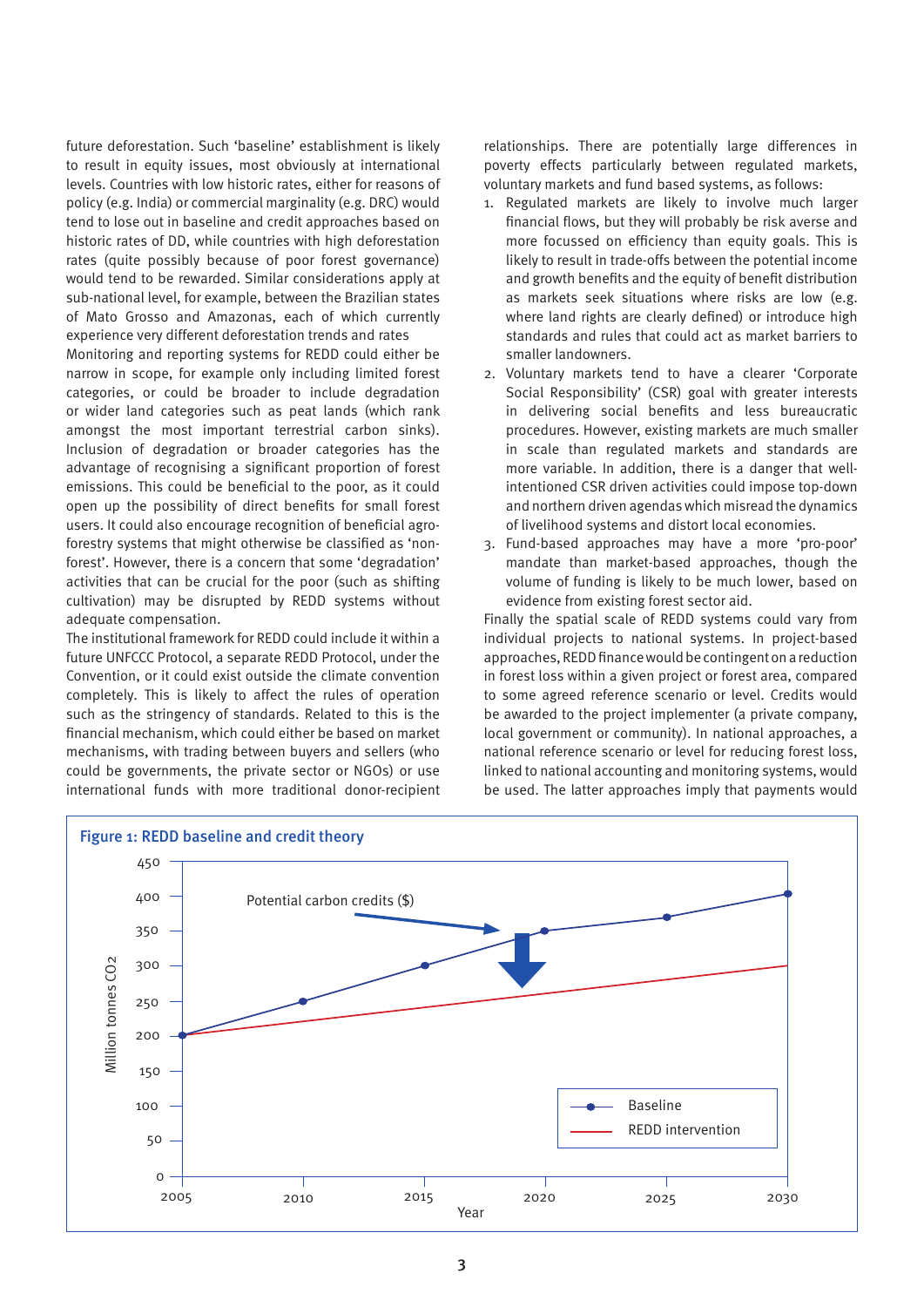future deforestation. Such 'baseline' establishment is likely to result in equity issues, most obviously at international levels. Countries with low historic rates, either for reasons of policy (e.g. India) or commercial marginality (e.g. DRC) would tend to lose out in baseline and credit approaches based on historic rates of DD, while countries with high deforestation rates (quite possibly because of poor forest governance) would tend to be rewarded. Similar considerations apply at sub-national level, for example, between the Brazilian states of Mato Grosso and Amazonas, each of which currently experience very different deforestation trends and rates

Monitoring and reporting systems for REDD could either be narrow in scope, for example only including limited forest categories, or could be broadened to include degradation or wider land categories such as peat lands (which rank amongst the most important terrestrial carbon sinks). Inclusion of degradation or broader categories has the advantage of recognising a significant proportion of forest emissions. This could be beneficial to the poor, as it could open up the possibility of direct benefits for small forest users. It could also encourage recognition of beneficial agro-forestry systems that might otherwise be classified as 'non-forest'. However, there is a concern that some 'degradation' activities that can be crucial for the poor (such as shifting cultivation) may be disrupted by REDD systems without adequate compensation.

The institutional framework for REDD could include it within a future UNFCCC Protocol, a separate REDD Protocol, under the Convention, or it could exist outside the climate convention completely. This is likely to affect the rules of operation such as the stringency of standards. Related to this is the financial mechanism, which could either be based on market mechanisms, with trading between buyers and sellers (who could be governments, the private sector or NGOs) or use international funds with more traditional donor-recipient relationships. There are potentially large differences in poverty effects particularly between regulated markets, voluntary markets and fund based systems, as follows:

1. Regulated markets are likely to involve much larger financial flows, but they will probably be risk averse and more focussed on efficiency than equity goals. This is likely to result in trade-offs between the potential income and growth benefits and the equity of benefit distribution as markets seek situations where risks are low (e.g. where land rights are clearly defined) or introduce high standards and rules that could act as market barriers to smaller landowners.
2. Voluntary markets tend to have a clearer 'Corporate Social Responsibility' (CSR) goal with greater interests in delivering social benefits and less bureaucratic procedures. However, existing markets are much smaller in scale than regulated markets and standards are more variable. In addition, there is a danger that well-intentioned CSR driven activities could impose top-down and northern driven agendas which misread the dynamics of livelihood systems and distort local economies.
3. Fund-based approaches may have a more 'pro-poor' mandate than market-based approaches, though the volume of funding is likely to be much lower, based on evidence from existing forest sector aid.

Finally the spatial scale of REDD systems could vary from individual projects to national systems. In project-based approaches, REDD finance would be contingent on a reduction in forest loss within a given project or forest area, compared to some agreed reference scenario or level. Credits would be awarded to the project implementer (a private company, local government or community). In national approaches, a national reference scenario or level for reducing forest loss, linked to national accounting and monitoring systems, would be used. The latter approaches imply that payments would

**Figure 1: REDD baseline and credit theory**

| Year | Baseline (Million tonnes $CO_2$) | REDD intervention (Million tonnes $CO_2$) |
|---|---|---|
| 2005 | 200 | 200 |
| 2010 | 250 | |
| 2015 | 300 | |
| 2020 | 350 | |
| 2025 | 370 | |
| 2030 | 400 | 300 |

Potential carbon credits ($)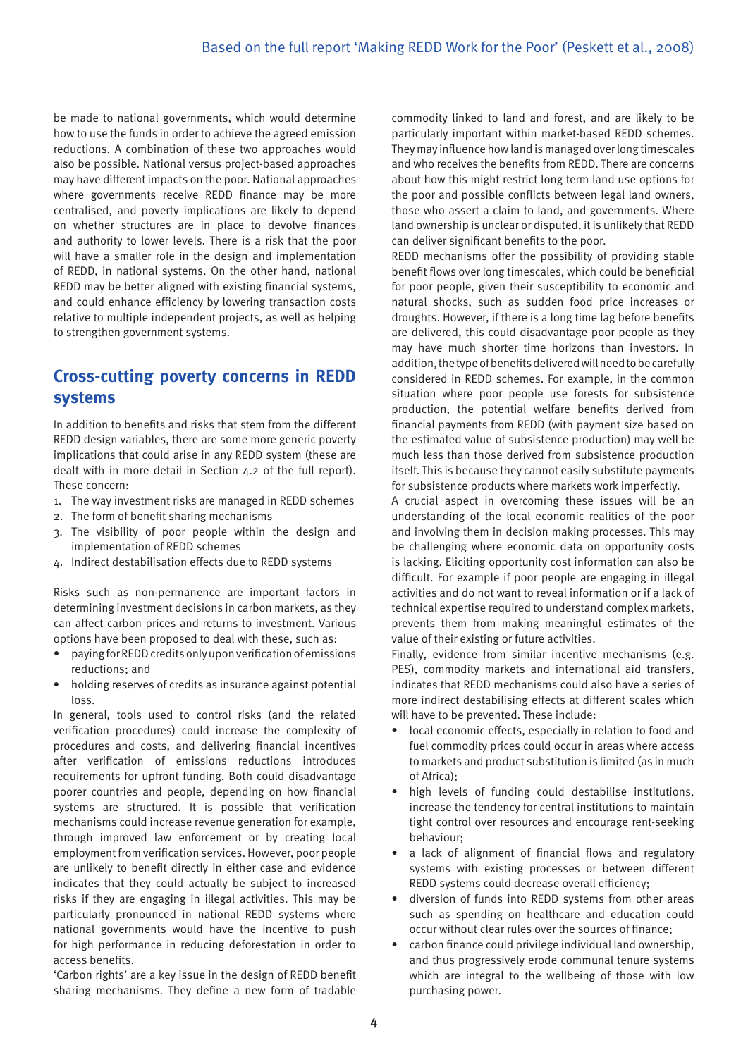be made to national governments, which would determine how to use the funds in order to achieve the agreed emission reductions. A combination of these two approaches would also be possible. National versus project-based approaches may have different impacts on the poor. National approaches where governments receive REDD finance may be more centralised, and poverty implications are likely to depend on whether structures are in place to devolve finances and authority to lower levels. There is a risk that the poor will have a smaller role in the design and implementation of REDD, in national systems. On the other hand, national REDD may be better aligned with existing financial systems, and could enhance efficiency by lowering transaction costs relative to multiple independent projects, as well as helping to strengthen government systems.

## Cross-cutting poverty concerns in REDD systems

In addition to benefits and risks that stem from the different REDD design variables, there are some more generic poverty implications that could arise in any REDD system (these are dealt with in more detail in Section 4.2 of the full report). These concern:

1. The way investment risks are managed in REDD schemes
2. The form of benefit sharing mechanisms
3. The visibility of poor people within the design and implementation of REDD schemes
4. Indirect destabilisation effects due to REDD systems

Risks such as non-permanence are important factors in determining investment decisions in carbon markets, as they can affect carbon prices and returns to investment. Various options have been proposed to deal with these, such as:

- paying for REDD credits only upon verification of emissions reductions; and
- holding reserves of credits as insurance against potential loss.

In general, tools used to control risks (and the related verification procedures) could increase the complexity of procedures and costs, and delivering financial incentives after verification of emissions reductions introduces requirements for upfront funding. Both could disadvantage poorer countries and people, depending on how financial systems are structured. It is possible that verification mechanisms could increase revenue generation for example, through improved law enforcement or by creating local employment from verification services. However, poor people are unlikely to benefit directly in either case and evidence indicates that they could actually be subject to increased risks if they are engaging in illegal activities. This may be particularly pronounced in national REDD systems where national governments would have the incentive to push for high performance in reducing deforestation in order to access benefits.

'Carbon rights' are a key issue in the design of REDD benefit sharing mechanisms. They define a new form of tradable commodity linked to land and forest, and are likely to be particularly important within market-based REDD schemes. They may influence how land is managed over long timescales and who receives the benefits from REDD. There are concerns about how this might restrict long term land use options for the poor and possible conflicts between legal land owners, those who assert a claim to land, and governments. Where land ownership is unclear or disputed, it is unlikely that REDD can deliver significant benefits to the poor.

REDD mechanisms offer the possibility of providing stable benefit flows over long timescales, which could be beneficial for poor people, given their susceptibility to economic and natural shocks, such as sudden food price increases or droughts. However, if there is a long time lag before benefits are delivered, this could disadvantage poor people as they may have much shorter time horizons than investors. In addition, the type of benefits delivered will need to be carefully considered in REDD schemes. For example, in the common situation where poor people use forests for subsistence production, the potential welfare benefits derived from financial payments from REDD (with payment size based on the estimated value of subsistence production) may well be much less than those derived from subsistence production itself. This is because they cannot easily substitute payments for subsistence products where markets work imperfectly.

A crucial aspect in overcoming these issues will be an understanding of the local economic realities of the poor and involving them in decision making processes. This may be challenging where economic data on opportunity costs is lacking. Eliciting opportunity cost information can also be difficult. For example if poor people are engaging in illegal activities and do not want to reveal information or if a lack of technical expertise required to understand complex markets, prevents them from making meaningful estimates of the value of their existing or future activities.

Finally, evidence from similar incentive mechanisms (e.g. PES), commodity markets and international aid transfers, indicates that REDD mechanisms could also have a series of more indirect destabilising effects at different scales which will have to be prevented. These include:

- local economic effects, especially in relation to food and fuel commodity prices could occur in areas where access to markets and product substitution is limited (as in much of Africa);
- high levels of funding could destabilise institutions, increase the tendency for central institutions to maintain tight control over resources and encourage rent-seeking behaviour;
- a lack of alignment of financial flows and regulatory systems with existing processes or between different REDD systems could decrease overall efficiency;
- diversion of funds into REDD systems from other areas such as spending on healthcare and education could occur without clear rules over the sources of finance;
- carbon finance could privilege individual land ownership, and thus progressively erode communal tenure systems which are integral to the wellbeing of those with low purchasing power.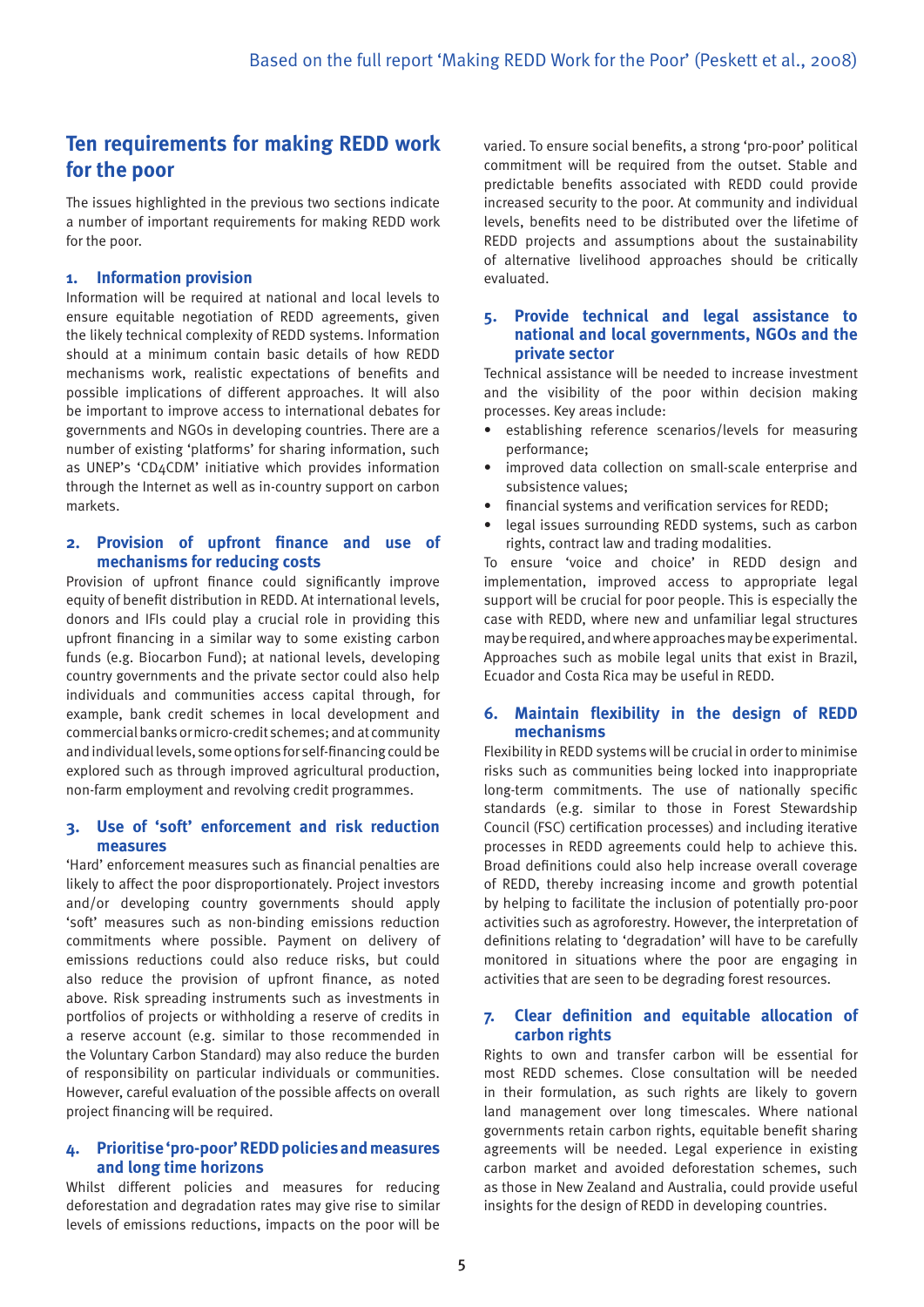## Ten requirements for making REDD work for the poor

The issues highlighted in the previous two sections indicate a number of important requirements for making REDD work for the poor.

### 1. Information provision

Information will be required at national and local levels to ensure equitable negotiation of REDD agreements, given the likely technical complexity of REDD systems. Information should at a minimum contain basic details of how REDD mechanisms work, realistic expectations of benefits and possible implications of different approaches. It will also be important to improve access to international debates for governments and NGOs in developing countries. There are a number of existing 'platforms' for sharing information, such as UNEP's 'CD4CDM' initiative which provides information through the Internet as well as in-country support on carbon markets.

### 2. Provision of upfront finance and use of mechanisms for reducing costs

Provision of upfront finance could significantly improve equity of benefit distribution in REDD. At international levels, donors and IFIs could play a crucial role in providing this upfront financing in a similar way to some existing carbon funds (e.g. Biocarbon Fund); at national levels, developing country governments and the private sector could also help individuals and communities access capital through, for example, bank credit schemes in local development and commercial banks or micro-credit schemes; and at community and individual levels, some options for self-financing could be explored such as through improved agricultural production, non-farm employment and revolving credit programmes.

### 3. Use of 'soft' enforcement and risk reduction measures

'Hard' enforcement measures such as financial penalties are likely to affect the poor disproportionately. Project investors and/or developing country governments should apply 'soft' measures such as non-binding emissions reduction commitments where possible. Payment on delivery of emissions reductions could also reduce risks, but could also reduce the provision of upfront finance, as noted above. Risk spreading instruments such as investments in portfolios of projects or withholding a reserve of credits in a reserve account (e.g. similar to those recommended in the Voluntary Carbon Standard) may also reduce the burden of responsibility on particular individuals or communities. However, careful evaluation of the possible affects on overall project financing will be required.

### 4. Prioritise 'pro-poor' REDD policies and measures and long time horizons

Whilst different policies and measures for reducing deforestation and degradation rates may give rise to similar levels of emissions reductions, impacts on the poor will be varied. To ensure social benefits, a strong 'pro-poor' political commitment will be required from the outset. Stable and predictable benefits associated with REDD could provide increased security to the poor. At community and individual levels, benefits need to be distributed over the lifetime of REDD projects and assumptions about the sustainability of alternative livelihood approaches should be critically evaluated.

### 5. Provide technical and legal assistance to national and local governments, NGOs and the private sector

Technical assistance will be needed to increase investment and the visibility of the poor within decision making processes. Key areas include:

- establishing reference scenarios/levels for measuring performance;
- improved data collection on small-scale enterprise and subsistence values;
- financial systems and verification services for REDD;
- legal issues surrounding REDD systems, such as carbon rights, contract law and trading modalities.

To ensure 'voice and choice' in REDD design and implementation, improved access to appropriate legal support will be crucial for poor people. This is especially the case with REDD, where new and unfamiliar legal structures may be required, and where approaches may be experimental. Approaches such as mobile legal units that exist in Brazil, Ecuador and Costa Rica may be useful in REDD.

### 6. Maintain flexibility in the design of REDD mechanisms

Flexibility in REDD systems will be crucial in order to minimise risks such as communities being locked into inappropriate long-term commitments. The use of nationally specific standards (e.g. similar to those in Forest Stewardship Council (FSC) certification processes) and including iterative processes in REDD agreements could help to achieve this. Broad definitions could also help increase overall coverage of REDD, thereby increasing income and growth potential by helping to facilitate the inclusion of potentially pro-poor activities such as agroforestry. However, the interpretation of definitions relating to 'degradation' will have to be carefully monitored in situations where the poor are engaging in activities that are seen to be degrading forest resources.

### 7. Clear definition and equitable allocation of carbon rights

Rights to own and transfer carbon will be essential for most REDD schemes. Close consultation will be needed in their formulation, as such rights are likely to govern land management over long timescales. Where national governments retain carbon rights, equitable benefit sharing agreements will be needed. Legal experience in existing carbon market and avoided deforestation schemes, such as those in New Zealand and Australia, could provide useful insights for the design of REDD in developing countries.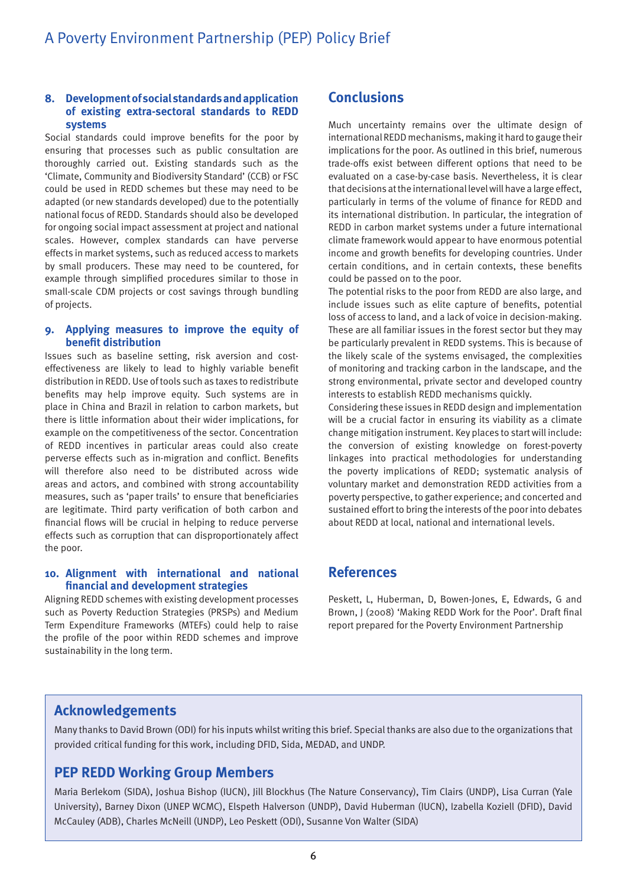### 8. Development of social standards and application of existing extra-sectoral standards to REDD systems

Social standards could improve benefits for the poor by ensuring that processes such as public consultation are thoroughly carried out. Existing standards such as the 'Climate, Community and Biodiversity Standard' (CCB) or FSC could be used in REDD schemes but these may need to be adapted (or new standards developed) due to the potentially national focus of REDD. Standards should also be developed for ongoing social impact assessment at project and national scales. However, complex standards can have perverse effects in market systems, such as reduced access to markets by small producers. These may need to be countered, for example through simplified procedures similar to those in small-scale CDM projects or cost savings through bundling of projects.

### 9. Applying measures to improve the equity of benefit distribution

Issues such as baseline setting, risk aversion and cost-effectiveness are likely to lead to highly variable benefit distribution in REDD. Use of tools such as taxes to redistribute benefits may help improve equity. Such systems are in place in China and Brazil in relation to carbon markets, but there is little information about their wider implications, for example on the competitiveness of the sector. Concentration of REDD incentives in particular areas could also create perverse effects such as in-migration and conflict. Benefits will therefore also need to be distributed across wide areas and actors, and combined with strong accountability measures, such as 'paper trails' to ensure that beneficiaries are legitimate. Third party verification of both carbon and financial flows will be crucial in helping to reduce perverse effects such as corruption that can disproportionately affect the poor.

### 10. Alignment with international and national financial and development strategies

Aligning REDD schemes with existing development processes such as Poverty Reduction Strategies (PRSPs) and Medium Term Expenditure Frameworks (MTEFs) could help to raise the profile of the poor within REDD schemes and improve sustainability in the long term.

## Conclusions

Much uncertainty remains over the ultimate design of international REDD mechanisms, making it hard to gauge their implications for the poor. As outlined in this brief, numerous trade-offs exist between different options that need to be evaluated on a case-by-case basis. Nevertheless, it is clear that decisions at the international level will have a large effect, particularly in terms of the volume of finance for REDD and its international distribution. In particular, the integration of REDD in carbon market systems under a future international climate framework would appear to have enormous potential income and growth benefits for developing countries. Under certain conditions, and in certain contexts, these benefits could be passed on to the poor.

The potential risks to the poor from REDD are also large, and include issues such as elite capture of benefits, potential loss of access to land, and a lack of voice in decision-making. These are all familiar issues in the forest sector but they may be particularly prevalent in REDD systems. This is because of the likely scale of the systems envisaged, the complexities of monitoring and tracking carbon in the landscape, and the strong environmental, private sector and developed country interests to establish REDD mechanisms quickly.

Considering these issues in REDD design and implementation will be a crucial factor in ensuring its viability as a climate change mitigation instrument. Key places to start will include: the conversion of existing knowledge on forest-poverty linkages into practical methodologies for understanding the poverty implications of REDD; systematic analysis of voluntary market and demonstration REDD activities from a poverty perspective, to gather experience; and concerted and sustained effort to bring the interests of the poor into debates about REDD at local, national and international levels.

## References

Peskett, L, Huberman, D, Bowen-Jones, E, Edwards, G and Brown, J (2008) 'Making REDD Work for the Poor'. Draft final report prepared for the Poverty Environment Partnership

## Acknowledgements

Many thanks to David Brown (ODI) for his inputs whilst writing this brief. Special thanks are also due to the organizations that provided critical funding for this work, including DFID, Sida, MEDAD, and UNDP.

## PEP REDD Working Group Members

Maria Berlekom (SIDA), Joshua Bishop (IUCN), Jill Blockhus (The Nature Conservancy), Tim Clairs (UNDP), Lisa Curran (Yale University), Barney Dixon (UNEP WCMC), Elspeth Halverson (UNDP), David Huberman (IUCN), Izabella Koziell (DFID), David McCauley (ADB), Charles McNeill (UNDP), Leo Peskett (ODI), Susanne Von Walter (SIDA)